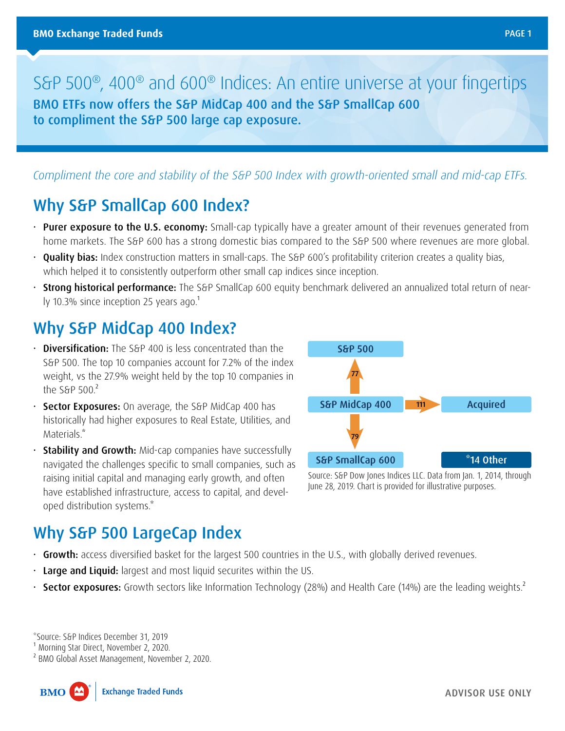# S&P 500®, 400® and 600® Indices: An entire universe at your fingertips

**BMO ETFs now offers the S&P MidCap 400 and the S&P SmallCap 600 to compliment the S&P 500 large cap exposure.**

*Compliment the core and stability of the S&P 500 Index with growth-oriented small and mid-cap ETFs.*

## Why S&P SmallCap 600 Index?

- **Purer exposure to the U.S. economy:** Small-cap typically have a greater amount of their revenues generated from home markets. The S&P 600 has a strong domestic bias compared to the S&P 500 where revenues are more global.
- **Quality bias:** Index construction matters in small-caps. The S&P 600's profitability criterion creates a quality bias, which helped it to consistently outperform other small cap indices since inception.
- **Strong historical performance:** The S&P SmallCap 600 equity benchmark delivered an annualized total return of nearly 10.3% since inception 25 years ago.[1]

## Why S&P MidCap 400 Index?

- **Diversification:** The S&P 400 is less concentrated than the S&P 500. The top 10 companies account for 7.2% of the index weight, vs the 27.9% weight held by the top 10 companies in the S&P 500.[2]
- **Sector Exposures:** On average, the S&P MidCap 400 has historically had higher exposures to Real Estate, Utilities, and Materials.[*]
- **Stability and Growth:** Mid-cap companies have successfully navigated the challenges specific to small companies, such as raising initial capital and managing early growth, and often have established infrastructure, access to capital, and developed distribution systems.[*]

S&P 500

77

S&P MidCap 400 → 111 → Acquired

79

S&P SmallCap 600 | [*]14 Other

Source: S&P Dow Jones Indices LLC. Data from Jan. 1, 2014, through June 28, 2019. Chart is provided for illustrative purposes.

## Why S&P 500 LargeCap Index

- **Growth:** access diversified basket for the largest 500 countries in the U.S., with globally derived revenues.
- **Large and Liquid:** largest and most liquid securites within the US.
- **Sector exposures:** Growth sectors like Information Technology (28%) and Health Care (14%) are the leading weights.[2]

[*]Source: S&P Indices December 31, 2019

[1] Morning Star Direct, November 2, 2020.

[2] BMO Global Asset Management, November 2, 2020.

BMO Exchange Traded Funds

ADVISOR USE ONLY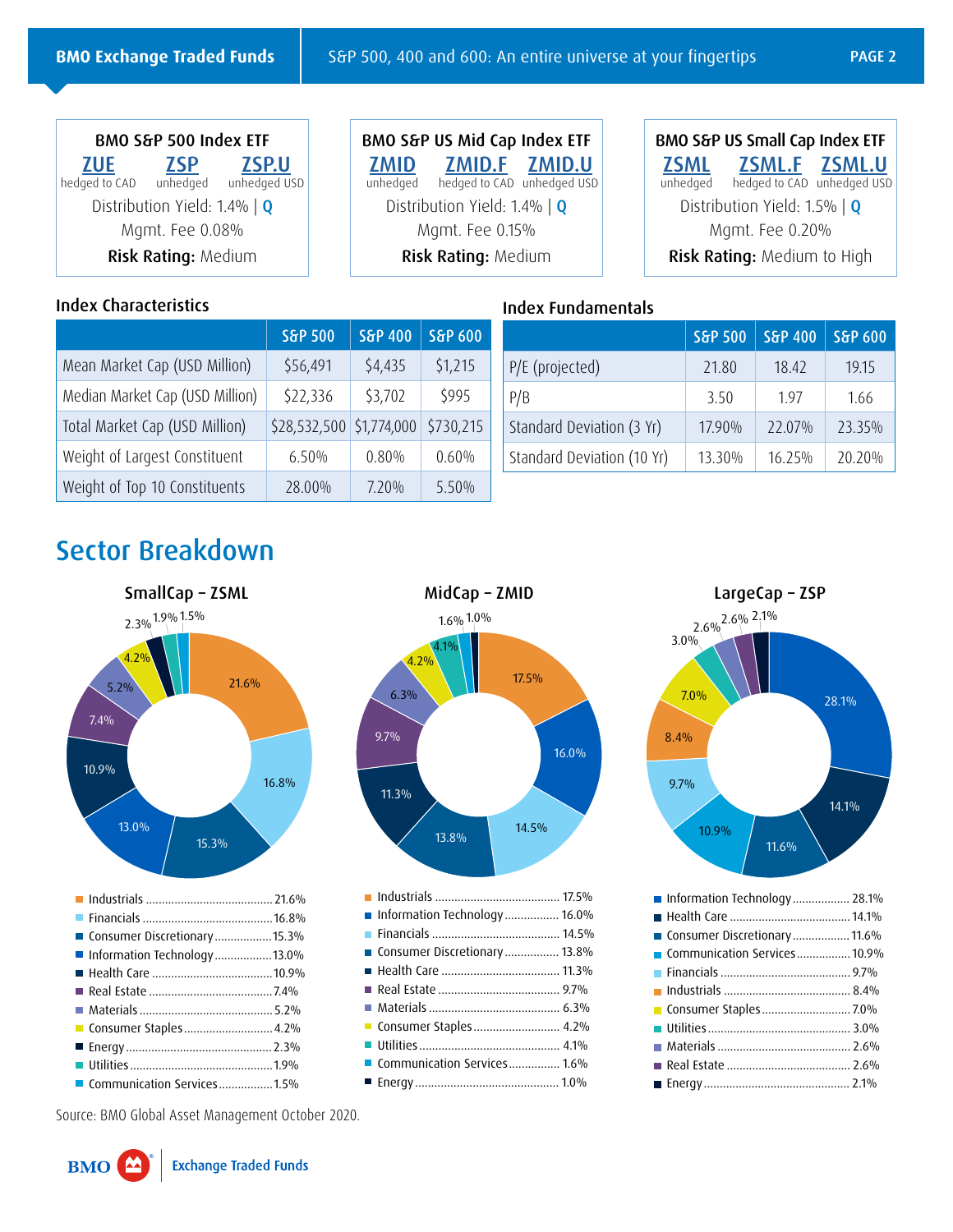**BMO S&P 500 Index ETF**

ZUE (hedged to CAD) | ZSP (unhedged) | ZSP.U (unhedged USD)

Distribution Yield: 1.4% | Q

Mgmt. Fee 0.08%

**Risk Rating:** Medium

**BMO S&P US Mid Cap Index ETF**

ZMID (unhedged) | ZMID.F (hedged to CAD) | ZMID.U (unhedged USD)

Distribution Yield: 1.4% | Q

Mgmt. Fee 0.15%

**Risk Rating:** Medium

**BMO S&P US Small Cap Index ETF**

ZSML (unhedged) | ZSML.F (hedged to CAD) | ZSML.U (unhedged USD)

Distribution Yield: 1.5% | Q

Mgmt. Fee 0.20%

**Risk Rating:** Medium to High

### Index Characteristics

| | S&P 500 | S&P 400 | S&P 600 |
|---|---|---|---|
| Mean Market Cap (USD Million) | $56,491 | $4,435 | $1,215 |
| Median Market Cap (USD Million) | $22,336 | $3,702 | $995 |
| Total Market Cap (USD Million) | $28,532,500 | $1,774,000 | $730,215 |
| Weight of Largest Constituent | 6.50% | 0.80% | 0.60% |
| Weight of Top 10 Constituents | 28.00% | 7.20% | 5.50% |

### Index Fundamentals

| | S&P 500 | S&P 400 | S&P 600 |
|---|---|---|---|
| P/E (projected) | 21.80 | 18.42 | 19.15 |
| P/B | 3.50 | 1.97 | 1.66 |
| Standard Deviation (3 Yr) | 17.90% | 22.07% | 23.35% |
| Standard Deviation (10 Yr) | 13.30% | 16.25% | 20.20% |

## Sector Breakdown

### SmallCap – ZSML

- Industrials 21.6%
- Financials 16.8%
- Consumer Discretionary 15.3%
- Information Technology 13.0%
- Health Care 10.9%
- Real Estate 7.4%
- Materials 5.2%
- Consumer Staples 4.2%
- Energy 2.3%
- Utilities 1.9%
- Communication Services 1.5%

### MidCap – ZMID

- Industrials 17.5%
- Information Technology 16.0%
- Financials 14.5%
- Consumer Discretionary 13.8%
- Health Care 11.3%
- Real Estate 9.7%
- Materials 6.3%
- Consumer Staples 4.2%
- Utilities 4.1%
- Communication Services 1.6%
- Energy 1.0%

### LargeCap – ZSP

- Information Technology 28.1%
- Health Care 14.1%
- Consumer Discretionary 11.6%
- Communication Services 10.9%
- Financials 9.7%
- Industrials 8.4%
- Consumer Staples 7.0%
- Utilities 3.0%
- Materials 2.6%
- Real Estate 2.6%
- Energy 2.1%

Source: BMO Global Asset Management October 2020.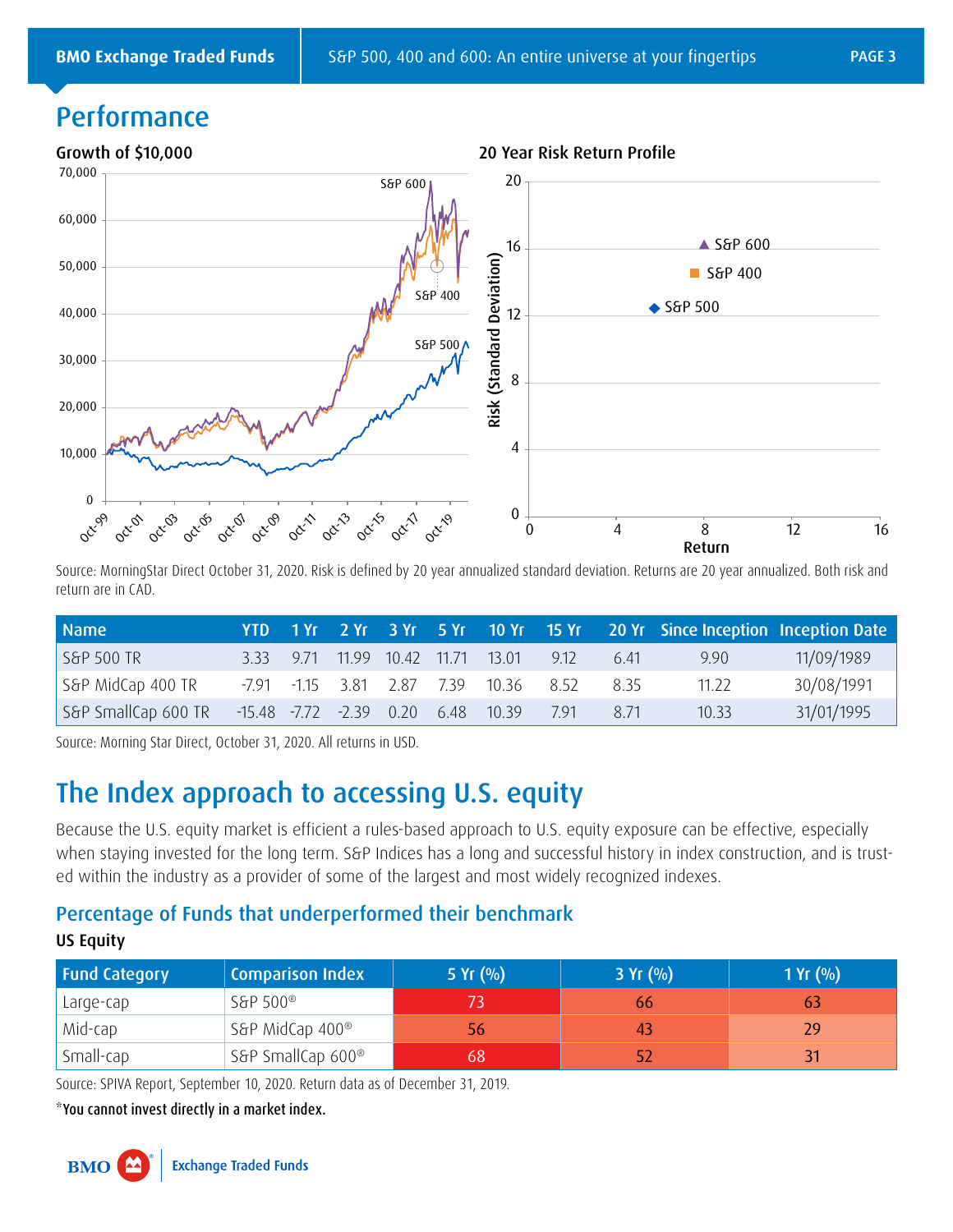## Performance

**Growth of $10,000**

**20 Year Risk Return Profile**

Source: MorningStar Direct October 31, 2020. Risk is defined by 20 year annualized standard deviation. Returns are 20 year annualized. Both risk and return are in CAD.

| Name | YTD | 1 Yr | 2 Yr | 3 Yr | 5 Yr | 10 Yr | 15 Yr | 20 Yr | Since Inception | Inception Date |
|---|---|---|---|---|---|---|---|---|---|---|
| S&P 500 TR | 3.33 | 9.71 | 11.99 | 10.42 | 11.71 | 13.01 | 9.12 | 6.41 | 9.90 | 11/09/1989 |
| S&P MidCap 400 TR | -7.91 | -1.15 | 3.81 | 2.87 | 7.39 | 10.36 | 8.52 | 8.35 | 11.22 | 30/08/1991 |
| S&P SmallCap 600 TR | -15.48 | -7.72 | -2.39 | 0.20 | 6.48 | 10.39 | 7.91 | 8.71 | 10.33 | 31/01/1995 |

Source: Morning Star Direct, October 31, 2020. All returns in USD.

# The Index approach to accessing U.S. equity

Because the U.S. equity market is efficient a rules-based approach to U.S. equity exposure can be effective, especially when staying invested for the long term. S&P Indices has a long and successful history in index construction, and is trusted within the industry as a provider of some of the largest and most widely recognized indexes.

## Percentage of Funds that underperformed their benchmark

**US Equity**

| Fund Category | Comparison Index | 5 Yr (%) | 3 Yr (%) | 1 Yr (%) |
|---|---|---|---|---|
| Large-cap | S&P 500® | 73 | 66 | 63 |
| Mid-cap | S&P MidCap 400® | 56 | 43 | 29 |
| Small-cap | S&P SmallCap 600® | 68 | 52 | 31 |

Source: SPIVA Report, September 10, 2020. Return data as of December 31, 2019.

*You cannot invest directly in a market index.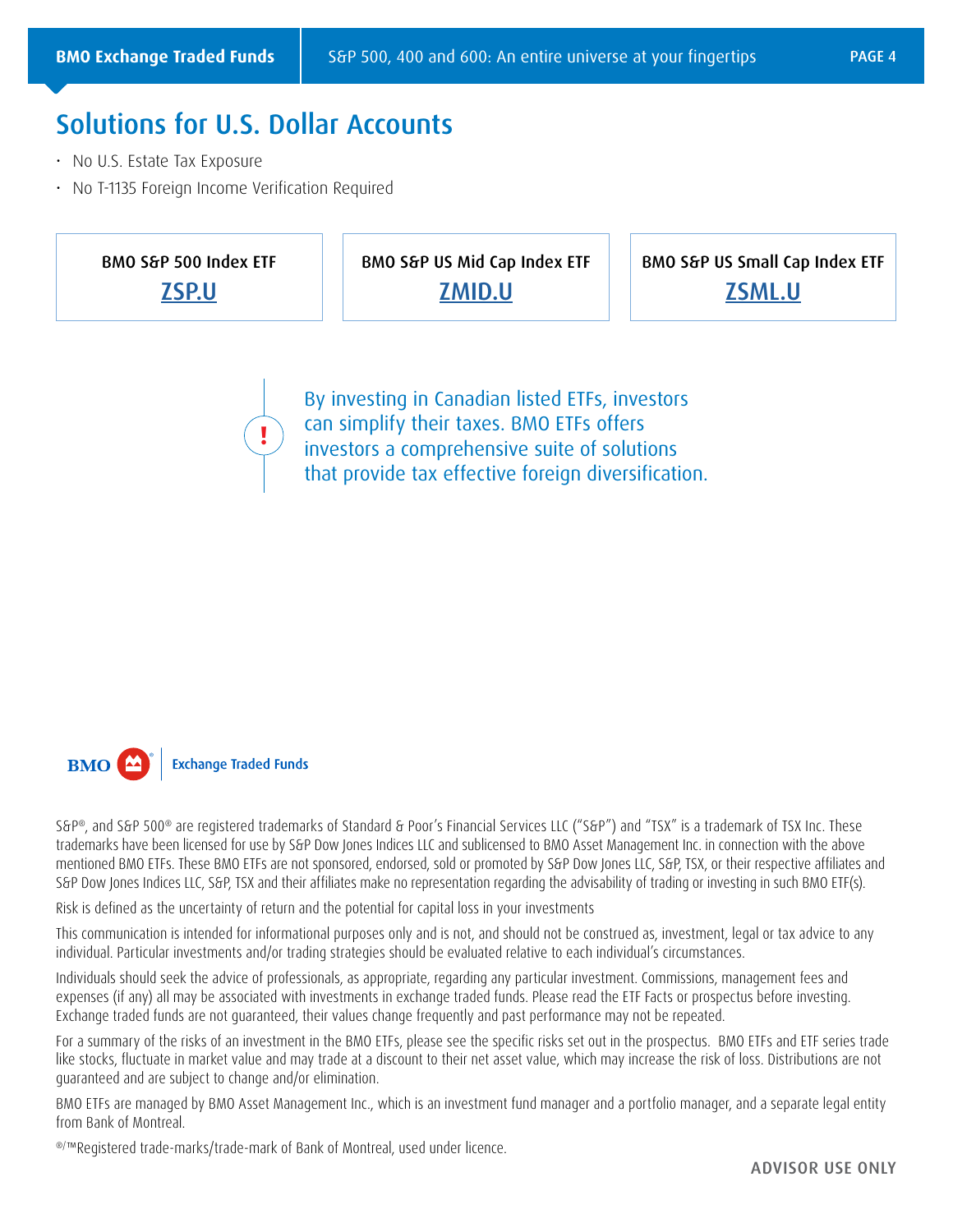## Solutions for U.S. Dollar Accounts

- No U.S. Estate Tax Exposure
- No T-1135 Foreign Income Verification Required

| BMO S&P 500 Index ETF | BMO S&P US Mid Cap Index ETF | BMO S&P US Small Cap Index ETF |
| --- | --- | --- |
| ZSP.U | ZMID.U | ZSML.U |

By investing in Canadian listed ETFs, investors can simplify their taxes. BMO ETFs offers investors a comprehensive suite of solutions that provide tax effective foreign diversification.

BMO Exchange Traded Funds

S&P®, and S&P 500® are registered trademarks of Standard & Poor's Financial Services LLC ("S&P") and "TSX" is a trademark of TSX Inc. These trademarks have been licensed for use by S&P Dow Jones Indices LLC and sublicensed to BMO Asset Management Inc. in connection with the above mentioned BMO ETFs. These BMO ETFs are not sponsored, endorsed, sold or promoted by S&P Dow Jones LLC, S&P, TSX, or their respective affiliates and S&P Dow Jones Indices LLC, S&P, TSX and their affiliates make no representation regarding the advisability of trading or investing in such BMO ETF(s).

Risk is defined as the uncertainty of return and the potential for capital loss in your investments

This communication is intended for informational purposes only and is not, and should not be construed as, investment, legal or tax advice to any individual. Particular investments and/or trading strategies should be evaluated relative to each individual's circumstances.

Individuals should seek the advice of professionals, as appropriate, regarding any particular investment. Commissions, management fees and expenses (if any) all may be associated with investments in exchange traded funds. Please read the ETF Facts or prospectus before investing. Exchange traded funds are not guaranteed, their values change frequently and past performance may not be repeated.

For a summary of the risks of an investment in the BMO ETFs, please see the specific risks set out in the prospectus. BMO ETFs and ETF series trade like stocks, fluctuate in market value and may trade at a discount to their net asset value, which may increase the risk of loss. Distributions are not guaranteed and are subject to change and/or elimination.

BMO ETFs are managed by BMO Asset Management Inc., which is an investment fund manager and a portfolio manager, and a separate legal entity from Bank of Montreal.

®/™Registered trade-marks/trade-mark of Bank of Montreal, used under licence.

ADVISOR USE ONLY